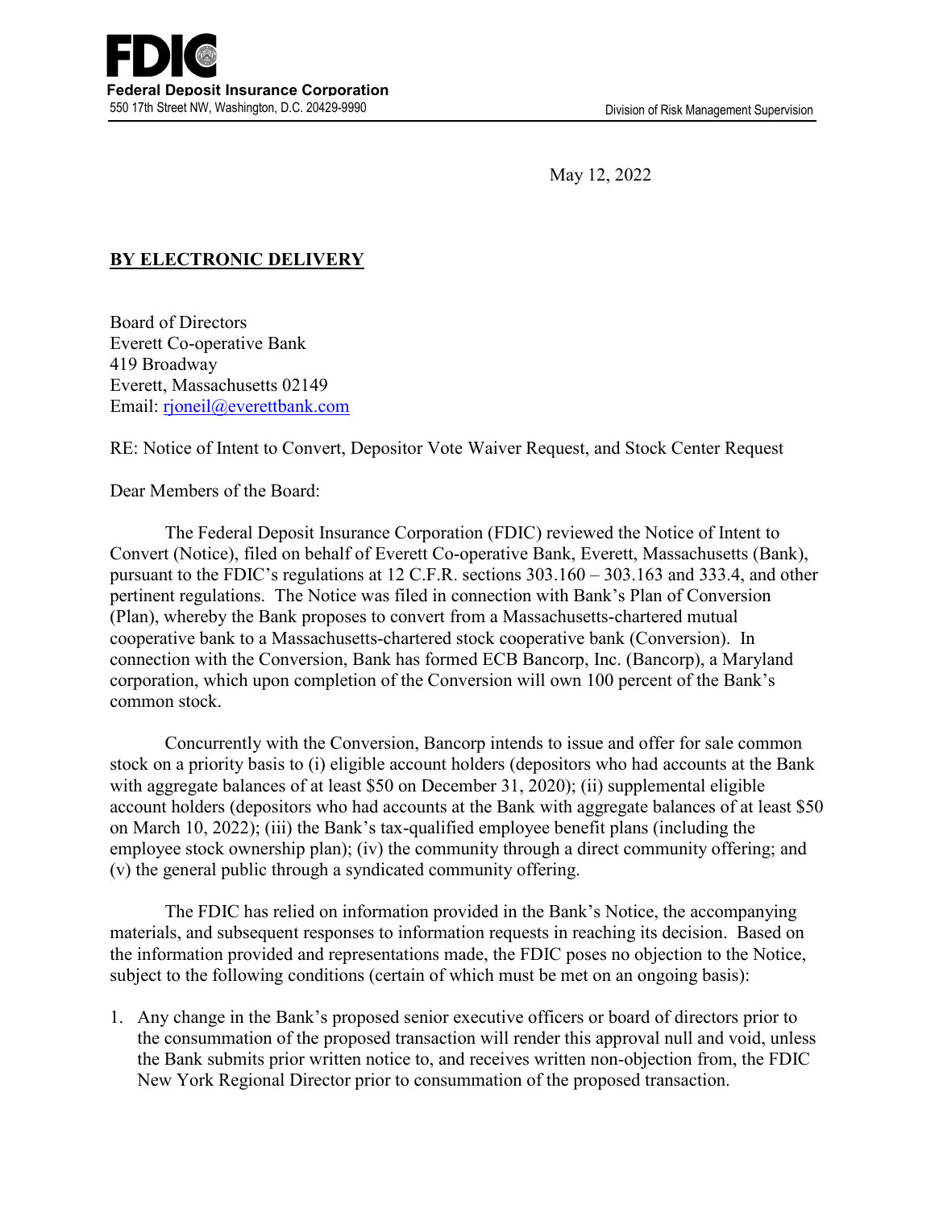**FDIC**
**Federal Deposit Insurance Corporation**
550 17th Street NW, Washington, D.C. 20429-9990

Division of Risk Management Supervision

May 12, 2022

**BY ELECTRONIC DELIVERY**

Board of Directors
Everett Co-operative Bank
419 Broadway
Everett, Massachusetts 02149
Email: rjoneil@everettbank.com

RE: Notice of Intent to Convert, Depositor Vote Waiver Request, and Stock Center Request

Dear Members of the Board:

The Federal Deposit Insurance Corporation (FDIC) reviewed the Notice of Intent to Convert (Notice), filed on behalf of Everett Co-operative Bank, Everett, Massachusetts (Bank), pursuant to the FDIC's regulations at 12 C.F.R. sections 303.160 – 303.163 and 333.4, and other pertinent regulations. The Notice was filed in connection with Bank's Plan of Conversion (Plan), whereby the Bank proposes to convert from a Massachusetts-chartered mutual cooperative bank to a Massachusetts-chartered stock cooperative bank (Conversion). In connection with the Conversion, Bank has formed ECB Bancorp, Inc. (Bancorp), a Maryland corporation, which upon completion of the Conversion will own 100 percent of the Bank's common stock.

Concurrently with the Conversion, Bancorp intends to issue and offer for sale common stock on a priority basis to (i) eligible account holders (depositors who had accounts at the Bank with aggregate balances of at least $50 on December 31, 2020); (ii) supplemental eligible account holders (depositors who had accounts at the Bank with aggregate balances of at least $50 on March 10, 2022); (iii) the Bank's tax-qualified employee benefit plans (including the employee stock ownership plan); (iv) the community through a direct community offering; and (v) the general public through a syndicated community offering.

The FDIC has relied on information provided in the Bank's Notice, the accompanying materials, and subsequent responses to information requests in reaching its decision. Based on the information provided and representations made, the FDIC poses no objection to the Notice, subject to the following conditions (certain of which must be met on an ongoing basis):

1. Any change in the Bank's proposed senior executive officers or board of directors prior to the consummation of the proposed transaction will render this approval null and void, unless the Bank submits prior written notice to, and receives written non-objection from, the FDIC New York Regional Director prior to consummation of the proposed transaction.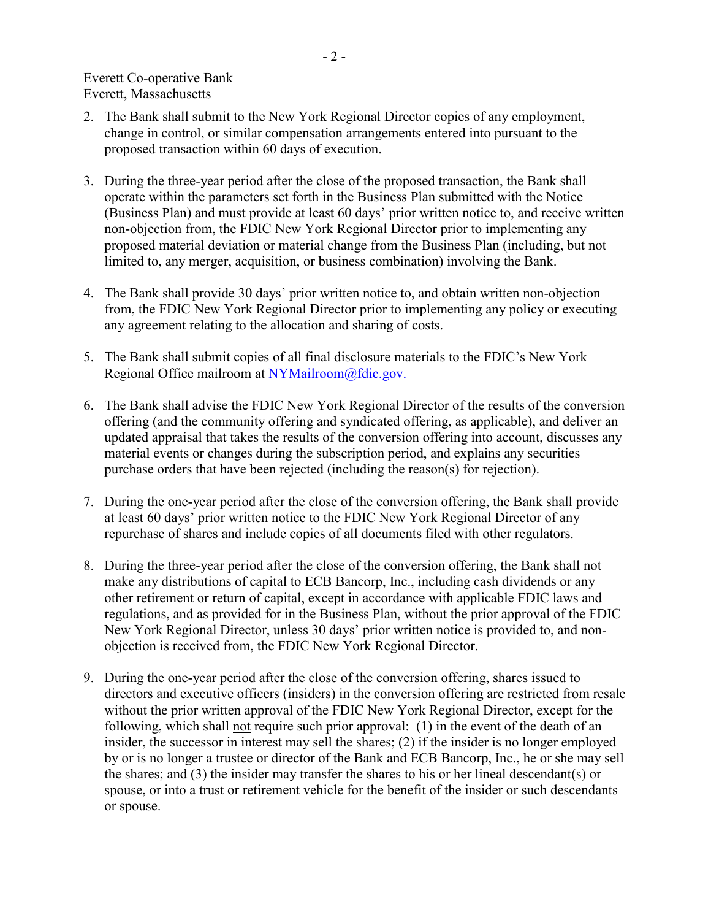Everett Co-operative Bank
Everett, Massachusetts

2. The Bank shall submit to the New York Regional Director copies of any employment, change in control, or similar compensation arrangements entered into pursuant to the proposed transaction within 60 days of execution.

3. During the three-year period after the close of the proposed transaction, the Bank shall operate within the parameters set forth in the Business Plan submitted with the Notice (Business Plan) and must provide at least 60 days' prior written notice to, and receive written non-objection from, the FDIC New York Regional Director prior to implementing any proposed material deviation or material change from the Business Plan (including, but not limited to, any merger, acquisition, or business combination) involving the Bank.

4. The Bank shall provide 30 days' prior written notice to, and obtain written non-objection from, the FDIC New York Regional Director prior to implementing any policy or executing any agreement relating to the allocation and sharing of costs.

5. The Bank shall submit copies of all final disclosure materials to the FDIC's New York Regional Office mailroom at [NYMailroom@fdic.gov.](mailto:NYMailroom@fdic.gov)

6. The Bank shall advise the FDIC New York Regional Director of the results of the conversion offering (and the community offering and syndicated offering, as applicable), and deliver an updated appraisal that takes the results of the conversion offering into account, discusses any material events or changes during the subscription period, and explains any securities purchase orders that have been rejected (including the reason(s) for rejection).

7. During the one-year period after the close of the conversion offering, the Bank shall provide at least 60 days' prior written notice to the FDIC New York Regional Director of any repurchase of shares and include copies of all documents filed with other regulators.

8. During the three-year period after the close of the conversion offering, the Bank shall not make any distributions of capital to ECB Bancorp, Inc., including cash dividends or any other retirement or return of capital, except in accordance with applicable FDIC laws and regulations, and as provided for in the Business Plan, without the prior approval of the FDIC New York Regional Director, unless 30 days' prior written notice is provided to, and non-objection is received from, the FDIC New York Regional Director.

9. During the one-year period after the close of the conversion offering, shares issued to directors and executive officers (insiders) in the conversion offering are restricted from resale without the prior written approval of the FDIC New York Regional Director, except for the following, which shall <u>not</u> require such prior approval: (1) in the event of the death of an insider, the successor in interest may sell the shares; (2) if the insider is no longer employed by or is no longer a trustee or director of the Bank and ECB Bancorp, Inc., he or she may sell the shares; and (3) the insider may transfer the shares to his or her lineal descendant(s) or spouse, or into a trust or retirement vehicle for the benefit of the insider or such descendants or spouse.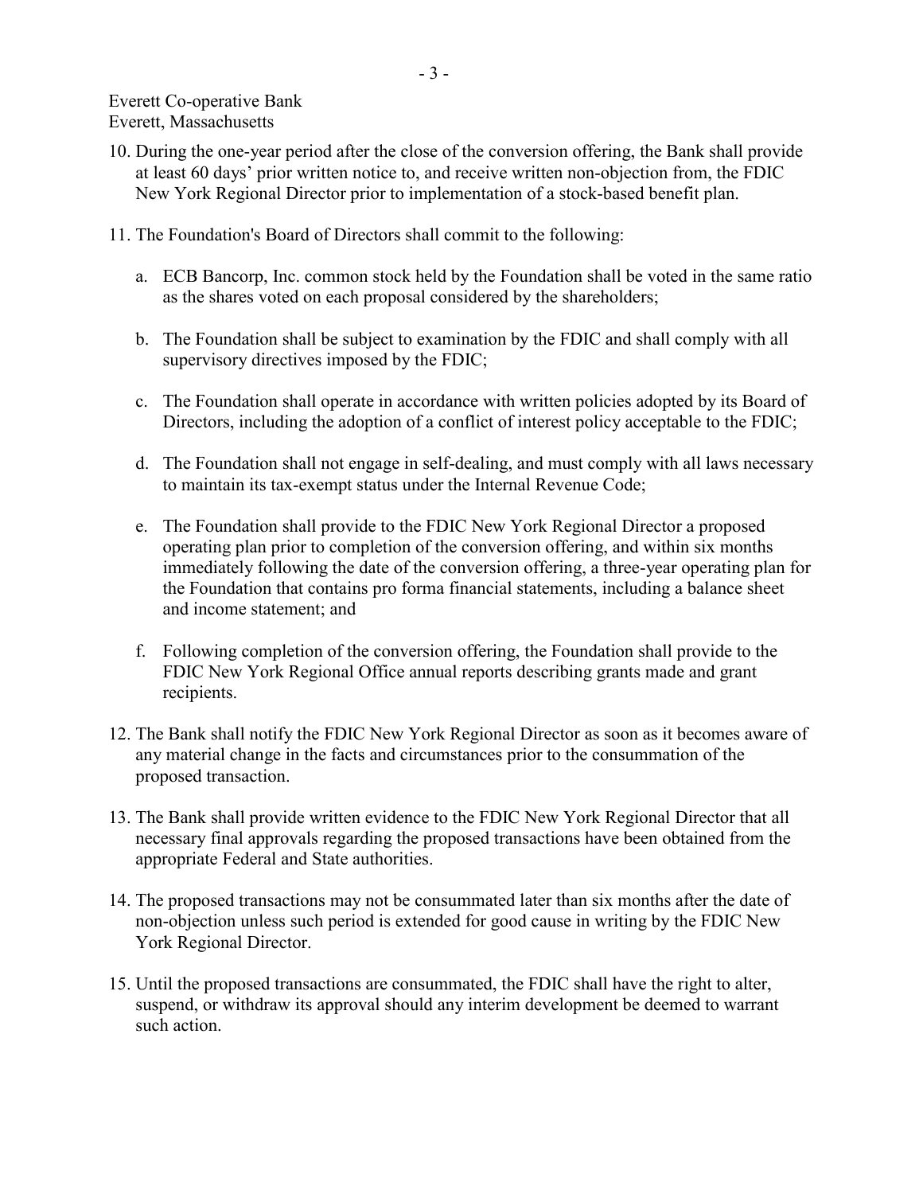Everett Co-operative Bank
Everett, Massachusetts

10. During the one-year period after the close of the conversion offering, the Bank shall provide at least 60 days' prior written notice to, and receive written non-objection from, the FDIC New York Regional Director prior to implementation of a stock-based benefit plan.

11. The Foundation's Board of Directors shall commit to the following:

    a. ECB Bancorp, Inc. common stock held by the Foundation shall be voted in the same ratio as the shares voted on each proposal considered by the shareholders;

    b. The Foundation shall be subject to examination by the FDIC and shall comply with all supervisory directives imposed by the FDIC;

    c. The Foundation shall operate in accordance with written policies adopted by its Board of Directors, including the adoption of a conflict of interest policy acceptable to the FDIC;

    d. The Foundation shall not engage in self-dealing, and must comply with all laws necessary to maintain its tax-exempt status under the Internal Revenue Code;

    e. The Foundation shall provide to the FDIC New York Regional Director a proposed operating plan prior to completion of the conversion offering, and within six months immediately following the date of the conversion offering, a three-year operating plan for the Foundation that contains pro forma financial statements, including a balance sheet and income statement; and

    f. Following completion of the conversion offering, the Foundation shall provide to the FDIC New York Regional Office annual reports describing grants made and grant recipients.

12. The Bank shall notify the FDIC New York Regional Director as soon as it becomes aware of any material change in the facts and circumstances prior to the consummation of the proposed transaction.

13. The Bank shall provide written evidence to the FDIC New York Regional Director that all necessary final approvals regarding the proposed transactions have been obtained from the appropriate Federal and State authorities.

14. The proposed transactions may not be consummated later than six months after the date of non-objection unless such period is extended for good cause in writing by the FDIC New York Regional Director.

15. Until the proposed transactions are consummated, the FDIC shall have the right to alter, suspend, or withdraw its approval should any interim development be deemed to warrant such action.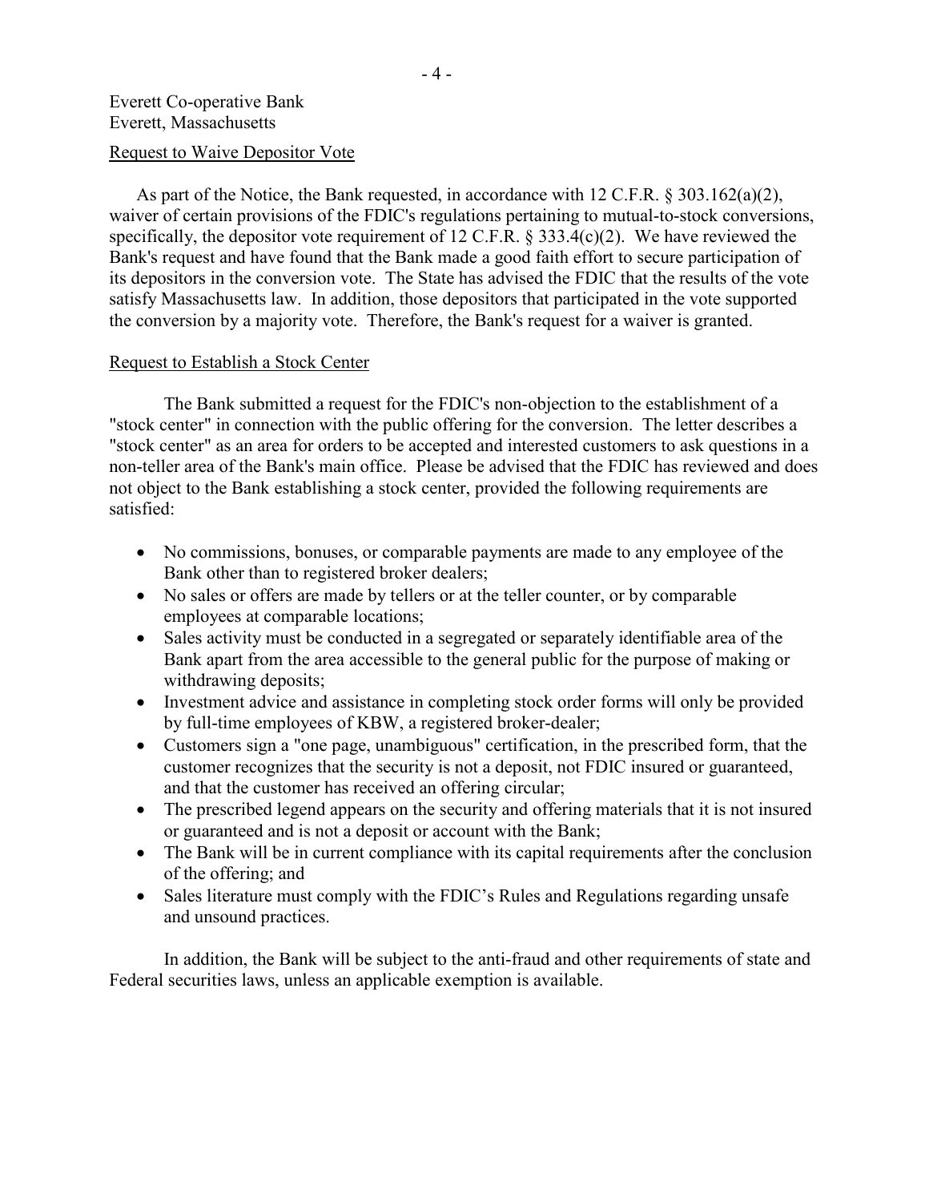Everett Co-operative Bank
Everett, Massachusetts

Request to Waive Depositor Vote

As part of the Notice, the Bank requested, in accordance with 12 C.F.R. § 303.162(a)(2), waiver of certain provisions of the FDIC's regulations pertaining to mutual-to-stock conversions, specifically, the depositor vote requirement of 12 C.F.R. § 333.4(c)(2). We have reviewed the Bank's request and have found that the Bank made a good faith effort to secure participation of its depositors in the conversion vote. The State has advised the FDIC that the results of the vote satisfy Massachusetts law. In addition, those depositors that participated in the vote supported the conversion by a majority vote. Therefore, the Bank's request for a waiver is granted.

Request to Establish a Stock Center

The Bank submitted a request for the FDIC's non-objection to the establishment of a "stock center" in connection with the public offering for the conversion. The letter describes a "stock center" as an area for orders to be accepted and interested customers to ask questions in a non-teller area of the Bank's main office. Please be advised that the FDIC has reviewed and does not object to the Bank establishing a stock center, provided the following requirements are satisfied:

- No commissions, bonuses, or comparable payments are made to any employee of the Bank other than to registered broker dealers;
- No sales or offers are made by tellers or at the teller counter, or by comparable employees at comparable locations;
- Sales activity must be conducted in a segregated or separately identifiable area of the Bank apart from the area accessible to the general public for the purpose of making or withdrawing deposits;
- Investment advice and assistance in completing stock order forms will only be provided by full-time employees of KBW, a registered broker-dealer;
- Customers sign a "one page, unambiguous" certification, in the prescribed form, that the customer recognizes that the security is not a deposit, not FDIC insured or guaranteed, and that the customer has received an offering circular;
- The prescribed legend appears on the security and offering materials that it is not insured or guaranteed and is not a deposit or account with the Bank;
- The Bank will be in current compliance with its capital requirements after the conclusion of the offering; and
- Sales literature must comply with the FDIC's Rules and Regulations regarding unsafe and unsound practices.

In addition, the Bank will be subject to the anti-fraud and other requirements of state and Federal securities laws, unless an applicable exemption is available.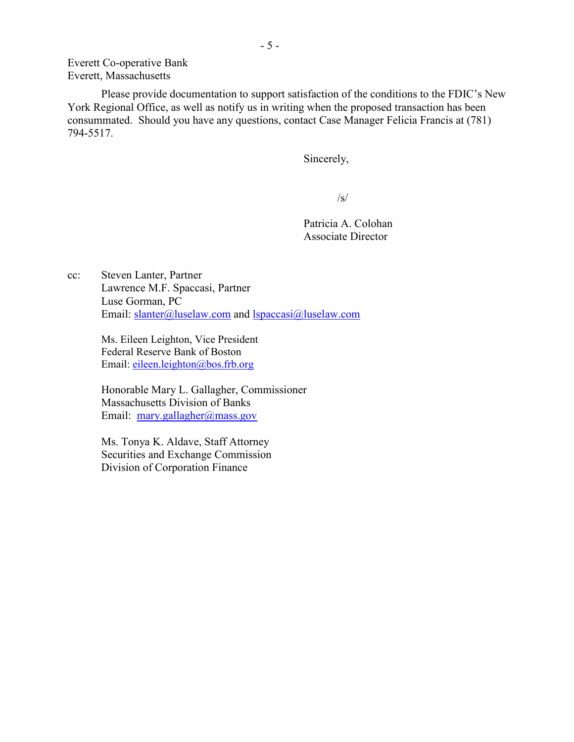Everett Co-operative Bank
Everett, Massachusetts

Please provide documentation to support satisfaction of the conditions to the FDIC's New York Regional Office, as well as notify us in writing when the proposed transaction has been consummated. Should you have any questions, contact Case Manager Felicia Francis at (781) 794-5517.

Sincerely,

/s/

Patricia A. Colohan
Associate Director

cc: Steven Lanter, Partner
Lawrence M.F. Spaccasi, Partner
Luse Gorman, PC
Email: slanter@luselaw.com and lspaccasi@luselaw.com

Ms. Eileen Leighton, Vice President
Federal Reserve Bank of Boston
Email: eileen.leighton@bos.frb.org

Honorable Mary L. Gallagher, Commissioner
Massachusetts Division of Banks
Email: mary.gallagher@mass.gov

Ms. Tonya K. Aldave, Staff Attorney
Securities and Exchange Commission
Division of Corporation Finance